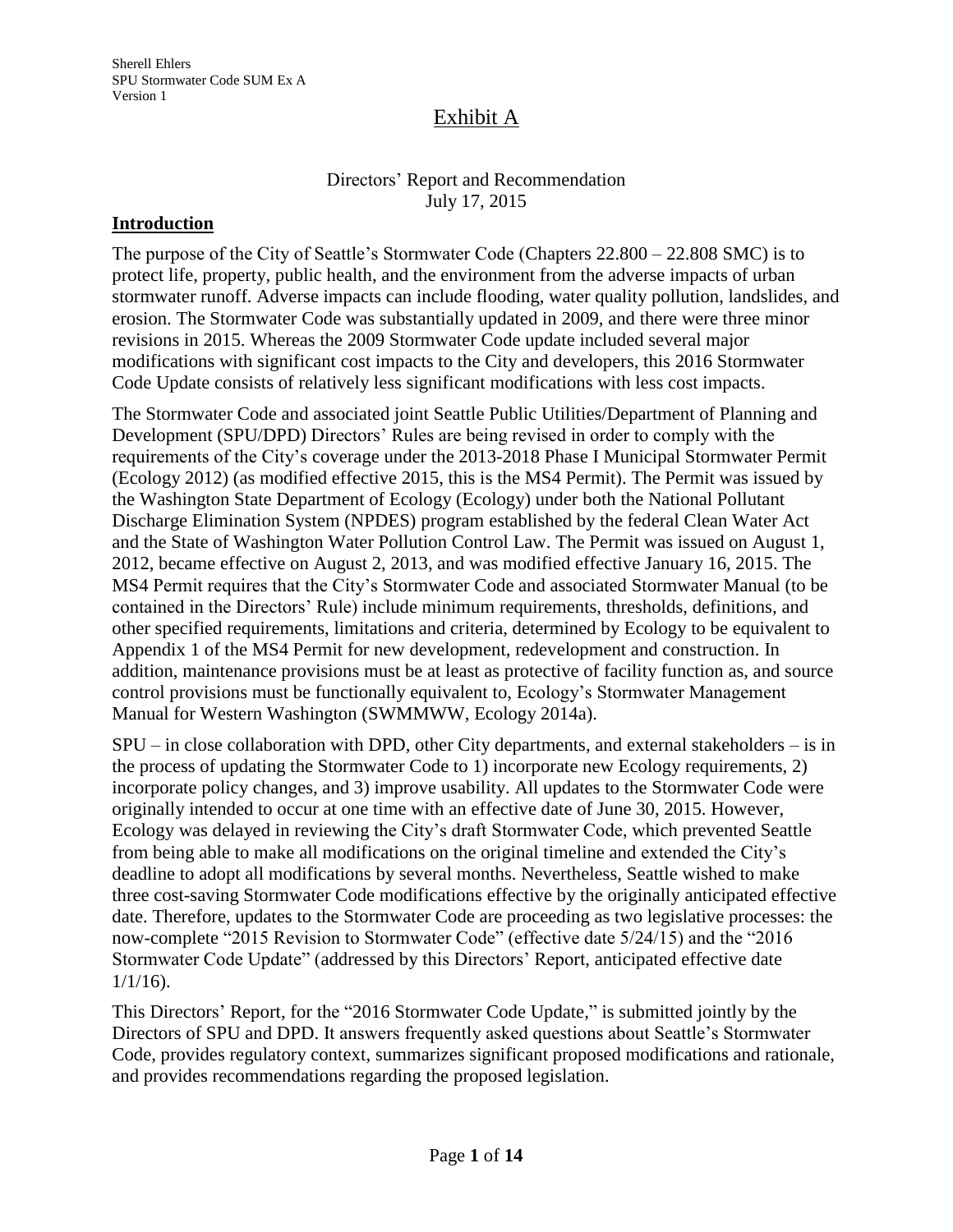# Exhibit A

Directors' Report and Recommendation
July 17, 2015

## Introduction

The purpose of the City of Seattle's Stormwater Code (Chapters 22.800 – 22.808 SMC) is to protect life, property, public health, and the environment from the adverse impacts of urban stormwater runoff. Adverse impacts can include flooding, water quality pollution, landslides, and erosion. The Stormwater Code was substantially updated in 2009, and there were three minor revisions in 2015. Whereas the 2009 Stormwater Code update included several major modifications with significant cost impacts to the City and developers, this 2016 Stormwater Code Update consists of relatively less significant modifications with less cost impacts.

The Stormwater Code and associated joint Seattle Public Utilities/Department of Planning and Development (SPU/DPD) Directors' Rules are being revised in order to comply with the requirements of the City's coverage under the 2013-2018 Phase I Municipal Stormwater Permit (Ecology 2012) (as modified effective 2015, this is the MS4 Permit). The Permit was issued by the Washington State Department of Ecology (Ecology) under both the National Pollutant Discharge Elimination System (NPDES) program established by the federal Clean Water Act and the State of Washington Water Pollution Control Law. The Permit was issued on August 1, 2012, became effective on August 2, 2013, and was modified effective January 16, 2015. The MS4 Permit requires that the City's Stormwater Code and associated Stormwater Manual (to be contained in the Directors' Rule) include minimum requirements, thresholds, definitions, and other specified requirements, limitations and criteria, determined by Ecology to be equivalent to Appendix 1 of the MS4 Permit for new development, redevelopment and construction. In addition, maintenance provisions must be at least as protective of facility function as, and source control provisions must be functionally equivalent to, Ecology's Stormwater Management Manual for Western Washington (SWMMWW, Ecology 2014a).

SPU – in close collaboration with DPD, other City departments, and external stakeholders – is in the process of updating the Stormwater Code to 1) incorporate new Ecology requirements, 2) incorporate policy changes, and 3) improve usability. All updates to the Stormwater Code were originally intended to occur at one time with an effective date of June 30, 2015. However, Ecology was delayed in reviewing the City's draft Stormwater Code, which prevented Seattle from being able to make all modifications on the original timeline and extended the City's deadline to adopt all modifications by several months. Nevertheless, Seattle wished to make three cost-saving Stormwater Code modifications effective by the originally anticipated effective date. Therefore, updates to the Stormwater Code are proceeding as two legislative processes: the now-complete "2015 Revision to Stormwater Code" (effective date 5/24/15) and the "2016 Stormwater Code Update" (addressed by this Directors' Report, anticipated effective date 1/1/16).

This Directors' Report, for the "2016 Stormwater Code Update," is submitted jointly by the Directors of SPU and DPD. It answers frequently asked questions about Seattle's Stormwater Code, provides regulatory context, summarizes significant proposed modifications and rationale, and provides recommendations regarding the proposed legislation.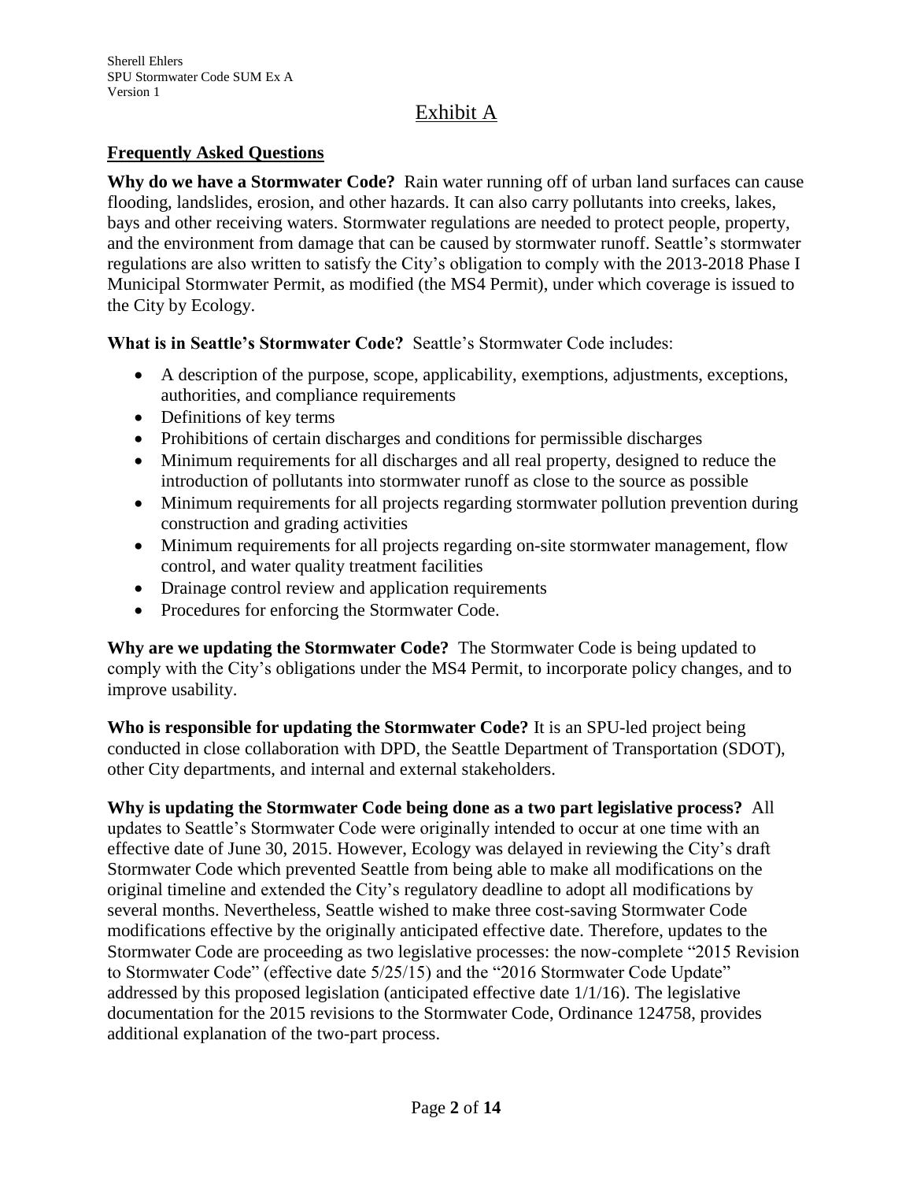# Exhibit A

## Frequently Asked Questions

**Why do we have a Stormwater Code?** Rain water running off of urban land surfaces can cause flooding, landslides, erosion, and other hazards. It can also carry pollutants into creeks, lakes, bays and other receiving waters. Stormwater regulations are needed to protect people, property, and the environment from damage that can be caused by stormwater runoff. Seattle's stormwater regulations are also written to satisfy the City's obligation to comply with the 2013-2018 Phase I Municipal Stormwater Permit, as modified (the MS4 Permit), under which coverage is issued to the City by Ecology.

**What is in Seattle's Stormwater Code?** Seattle's Stormwater Code includes:

- A description of the purpose, scope, applicability, exemptions, adjustments, exceptions, authorities, and compliance requirements
- Definitions of key terms
- Prohibitions of certain discharges and conditions for permissible discharges
- Minimum requirements for all discharges and all real property, designed to reduce the introduction of pollutants into stormwater runoff as close to the source as possible
- Minimum requirements for all projects regarding stormwater pollution prevention during construction and grading activities
- Minimum requirements for all projects regarding on-site stormwater management, flow control, and water quality treatment facilities
- Drainage control review and application requirements
- Procedures for enforcing the Stormwater Code.

**Why are we updating the Stormwater Code?** The Stormwater Code is being updated to comply with the City's obligations under the MS4 Permit, to incorporate policy changes, and to improve usability.

**Who is responsible for updating the Stormwater Code?** It is an SPU-led project being conducted in close collaboration with DPD, the Seattle Department of Transportation (SDOT), other City departments, and internal and external stakeholders.

**Why is updating the Stormwater Code being done as a two part legislative process?** All updates to Seattle's Stormwater Code were originally intended to occur at one time with an effective date of June 30, 2015. However, Ecology was delayed in reviewing the City's draft Stormwater Code which prevented Seattle from being able to make all modifications on the original timeline and extended the City's regulatory deadline to adopt all modifications by several months. Nevertheless, Seattle wished to make three cost-saving Stormwater Code modifications effective by the originally anticipated effective date. Therefore, updates to the Stormwater Code are proceeding as two legislative processes: the now-complete "2015 Revision to Stormwater Code" (effective date 5/25/15) and the "2016 Stormwater Code Update" addressed by this proposed legislation (anticipated effective date 1/1/16). The legislative documentation for the 2015 revisions to the Stormwater Code, Ordinance 124758, provides additional explanation of the two-part process.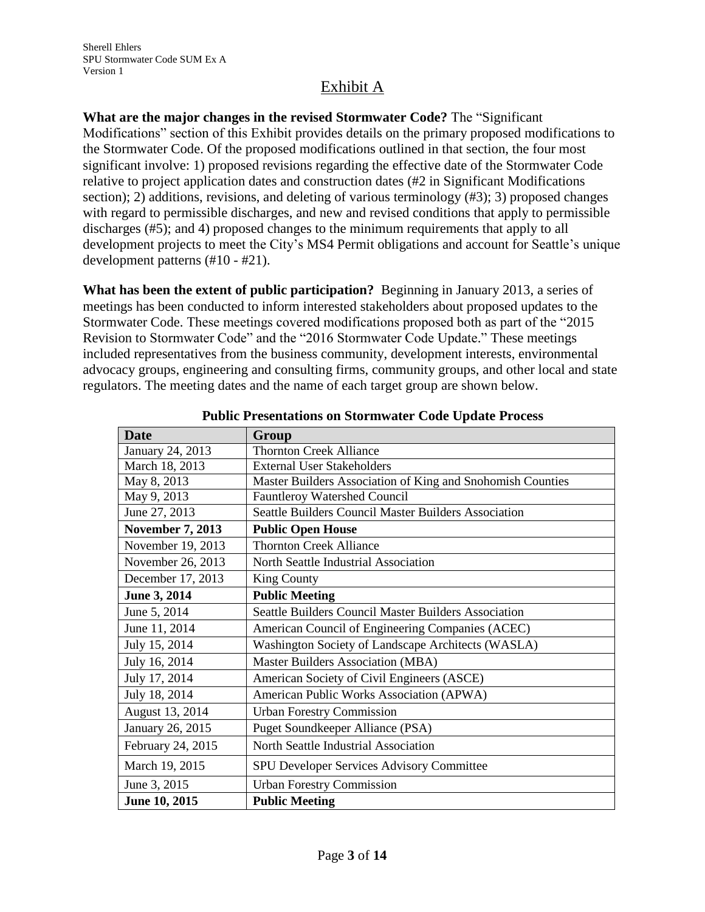# Exhibit A

**What are the major changes in the revised Stormwater Code?** The "Significant Modifications" section of this Exhibit provides details on the primary proposed modifications to the Stormwater Code. Of the proposed modifications outlined in that section, the four most significant involve: 1) proposed revisions regarding the effective date of the Stormwater Code relative to project application dates and construction dates (#2 in Significant Modifications section); 2) additions, revisions, and deleting of various terminology (#3); 3) proposed changes with regard to permissible discharges, and new and revised conditions that apply to permissible discharges (#5); and 4) proposed changes to the minimum requirements that apply to all development projects to meet the City's MS4 Permit obligations and account for Seattle's unique development patterns (#10 - #21).

**What has been the extent of public participation?** Beginning in January 2013, a series of meetings has been conducted to inform interested stakeholders about proposed updates to the Stormwater Code. These meetings covered modifications proposed both as part of the "2015 Revision to Stormwater Code" and the "2016 Stormwater Code Update." These meetings included representatives from the business community, development interests, environmental advocacy groups, engineering and consulting firms, community groups, and other local and state regulators. The meeting dates and the name of each target group are shown below.

**Public Presentations on Stormwater Code Update Process**

| Date | Group |
|---|---|
| January 24, 2013 | Thornton Creek Alliance |
| March 18, 2013 | External User Stakeholders |
| May 8, 2013 | Master Builders Association of King and Snohomish Counties |
| May 9, 2013 | Fauntleroy Watershed Council |
| June 27, 2013 | Seattle Builders Council Master Builders Association |
| **November 7, 2013** | **Public Open House** |
| November 19, 2013 | Thornton Creek Alliance |
| November 26, 2013 | North Seattle Industrial Association |
| December 17, 2013 | King County |
| **June 3, 2014** | **Public Meeting** |
| June 5, 2014 | Seattle Builders Council Master Builders Association |
| June 11, 2014 | American Council of Engineering Companies (ACEC) |
| July 15, 2014 | Washington Society of Landscape Architects (WASLA) |
| July 16, 2014 | Master Builders Association (MBA) |
| July 17, 2014 | American Society of Civil Engineers (ASCE) |
| July 18, 2014 | American Public Works Association (APWA) |
| August 13, 2014 | Urban Forestry Commission |
| January 26, 2015 | Puget Soundkeeper Alliance (PSA) |
| February 24, 2015 | North Seattle Industrial Association |
| March 19, 2015 | SPU Developer Services Advisory Committee |
| June 3, 2015 | Urban Forestry Commission |
| **June 10, 2015** | **Public Meeting** |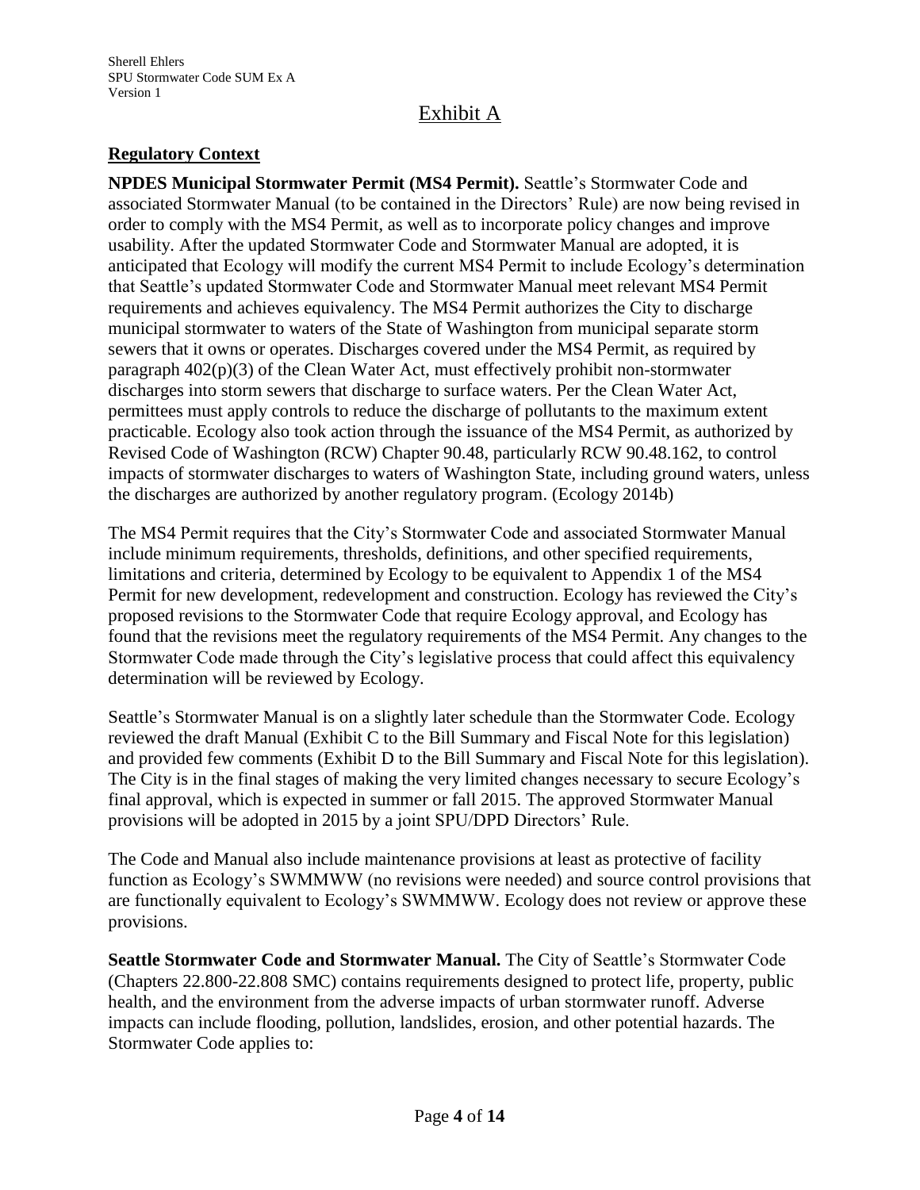# Exhibit A

## Regulatory Context

**NPDES Municipal Stormwater Permit (MS4 Permit).** Seattle's Stormwater Code and associated Stormwater Manual (to be contained in the Directors' Rule) are now being revised in order to comply with the MS4 Permit, as well as to incorporate policy changes and improve usability. After the updated Stormwater Code and Stormwater Manual are adopted, it is anticipated that Ecology will modify the current MS4 Permit to include Ecology's determination that Seattle's updated Stormwater Code and Stormwater Manual meet relevant MS4 Permit requirements and achieves equivalency. The MS4 Permit authorizes the City to discharge municipal stormwater to waters of the State of Washington from municipal separate storm sewers that it owns or operates. Discharges covered under the MS4 Permit, as required by paragraph 402(p)(3) of the Clean Water Act, must effectively prohibit non-stormwater discharges into storm sewers that discharge to surface waters. Per the Clean Water Act, permittees must apply controls to reduce the discharge of pollutants to the maximum extent practicable. Ecology also took action through the issuance of the MS4 Permit, as authorized by Revised Code of Washington (RCW) Chapter 90.48, particularly RCW 90.48.162, to control impacts of stormwater discharges to waters of Washington State, including ground waters, unless the discharges are authorized by another regulatory program. (Ecology 2014b)

The MS4 Permit requires that the City's Stormwater Code and associated Stormwater Manual include minimum requirements, thresholds, definitions, and other specified requirements, limitations and criteria, determined by Ecology to be equivalent to Appendix 1 of the MS4 Permit for new development, redevelopment and construction. Ecology has reviewed the City's proposed revisions to the Stormwater Code that require Ecology approval, and Ecology has found that the revisions meet the regulatory requirements of the MS4 Permit. Any changes to the Stormwater Code made through the City's legislative process that could affect this equivalency determination will be reviewed by Ecology.

Seattle's Stormwater Manual is on a slightly later schedule than the Stormwater Code. Ecology reviewed the draft Manual (Exhibit C to the Bill Summary and Fiscal Note for this legislation) and provided few comments (Exhibit D to the Bill Summary and Fiscal Note for this legislation). The City is in the final stages of making the very limited changes necessary to secure Ecology's final approval, which is expected in summer or fall 2015. The approved Stormwater Manual provisions will be adopted in 2015 by a joint SPU/DPD Directors' Rule.

The Code and Manual also include maintenance provisions at least as protective of facility function as Ecology's SWMMWW (no revisions were needed) and source control provisions that are functionally equivalent to Ecology's SWMMWW. Ecology does not review or approve these provisions.

**Seattle Stormwater Code and Stormwater Manual.** The City of Seattle's Stormwater Code (Chapters 22.800-22.808 SMC) contains requirements designed to protect life, property, public health, and the environment from the adverse impacts of urban stormwater runoff. Adverse impacts can include flooding, pollution, landslides, erosion, and other potential hazards. The Stormwater Code applies to: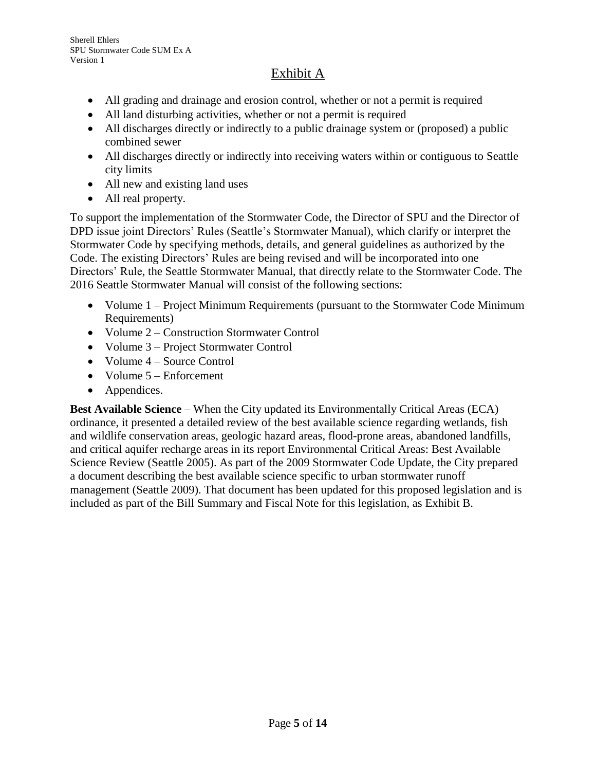# Exhibit A

- All grading and drainage and erosion control, whether or not a permit is required
- All land disturbing activities, whether or not a permit is required
- All discharges directly or indirectly to a public drainage system or (proposed) a public combined sewer
- All discharges directly or indirectly into receiving waters within or contiguous to Seattle city limits
- All new and existing land uses
- All real property.

To support the implementation of the Stormwater Code, the Director of SPU and the Director of DPD issue joint Directors' Rules (Seattle's Stormwater Manual), which clarify or interpret the Stormwater Code by specifying methods, details, and general guidelines as authorized by the Code. The existing Directors' Rules are being revised and will be incorporated into one Directors' Rule, the Seattle Stormwater Manual, that directly relate to the Stormwater Code. The 2016 Seattle Stormwater Manual will consist of the following sections:

- Volume 1 – Project Minimum Requirements (pursuant to the Stormwater Code Minimum Requirements)
- Volume 2 – Construction Stormwater Control
- Volume 3 – Project Stormwater Control
- Volume 4 – Source Control
- Volume 5 – Enforcement
- Appendices.

**Best Available Science** – When the City updated its Environmentally Critical Areas (ECA) ordinance, it presented a detailed review of the best available science regarding wetlands, fish and wildlife conservation areas, geologic hazard areas, flood-prone areas, abandoned landfills, and critical aquifer recharge areas in its report Environmental Critical Areas: Best Available Science Review (Seattle 2005). As part of the 2009 Stormwater Code Update, the City prepared a document describing the best available science specific to urban stormwater runoff management (Seattle 2009). That document has been updated for this proposed legislation and is included as part of the Bill Summary and Fiscal Note for this legislation, as Exhibit B.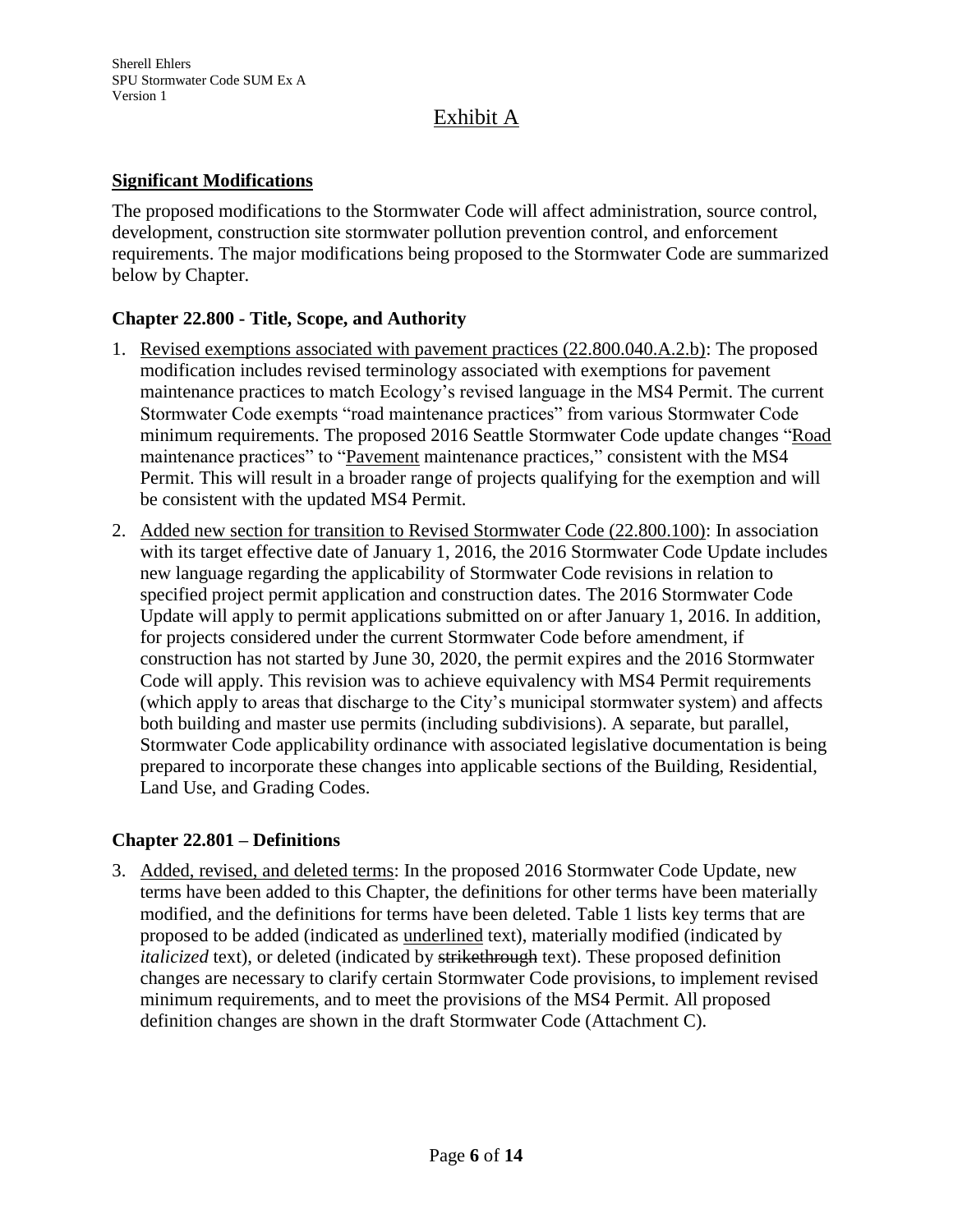# Exhibit A

**Significant Modifications**

The proposed modifications to the Stormwater Code will affect administration, source control, development, construction site stormwater pollution prevention control, and enforcement requirements. The major modifications being proposed to the Stormwater Code are summarized below by Chapter.

### Chapter 22.800 - Title, Scope, and Authority

1. <u>Revised exemptions associated with pavement practices (22.800.040.A.2.b)</u>: The proposed modification includes revised terminology associated with exemptions for pavement maintenance practices to match Ecology's revised language in the MS4 Permit. The current Stormwater Code exempts "road maintenance practices" from various Stormwater Code minimum requirements. The proposed 2016 Seattle Stormwater Code update changes "<u>Road</u> maintenance practices" to "<u>Pavement</u> maintenance practices," consistent with the MS4 Permit. This will result in a broader range of projects qualifying for the exemption and will be consistent with the updated MS4 Permit.
2. <u>Added new section for transition to Revised Stormwater Code (22.800.100)</u>: In association with its target effective date of January 1, 2016, the 2016 Stormwater Code Update includes new language regarding the applicability of Stormwater Code revisions in relation to specified project permit application and construction dates. The 2016 Stormwater Code Update will apply to permit applications submitted on or after January 1, 2016. In addition, for projects considered under the current Stormwater Code before amendment, if construction has not started by June 30, 2020, the permit expires and the 2016 Stormwater Code will apply. This revision was to achieve equivalency with MS4 Permit requirements (which apply to areas that discharge to the City's municipal stormwater system) and affects both building and master use permits (including subdivisions). A separate, but parallel, Stormwater Code applicability ordinance with associated legislative documentation is being prepared to incorporate these changes into applicable sections of the Building, Residential, Land Use, and Grading Codes.

### Chapter 22.801 – Definitions

3. <u>Added, revised, and deleted terms</u>: In the proposed 2016 Stormwater Code Update, new terms have been added to this Chapter, the definitions for other terms have been materially modified, and the definitions for terms have been deleted. Table 1 lists key terms that are proposed to be added (indicated as <u>underlined</u> text), materially modified (indicated by *italicized* text), or deleted (indicated by ~~strikethrough~~ text). These proposed definition changes are necessary to clarify certain Stormwater Code provisions, to implement revised minimum requirements, and to meet the provisions of the MS4 Permit. All proposed definition changes are shown in the draft Stormwater Code (Attachment C).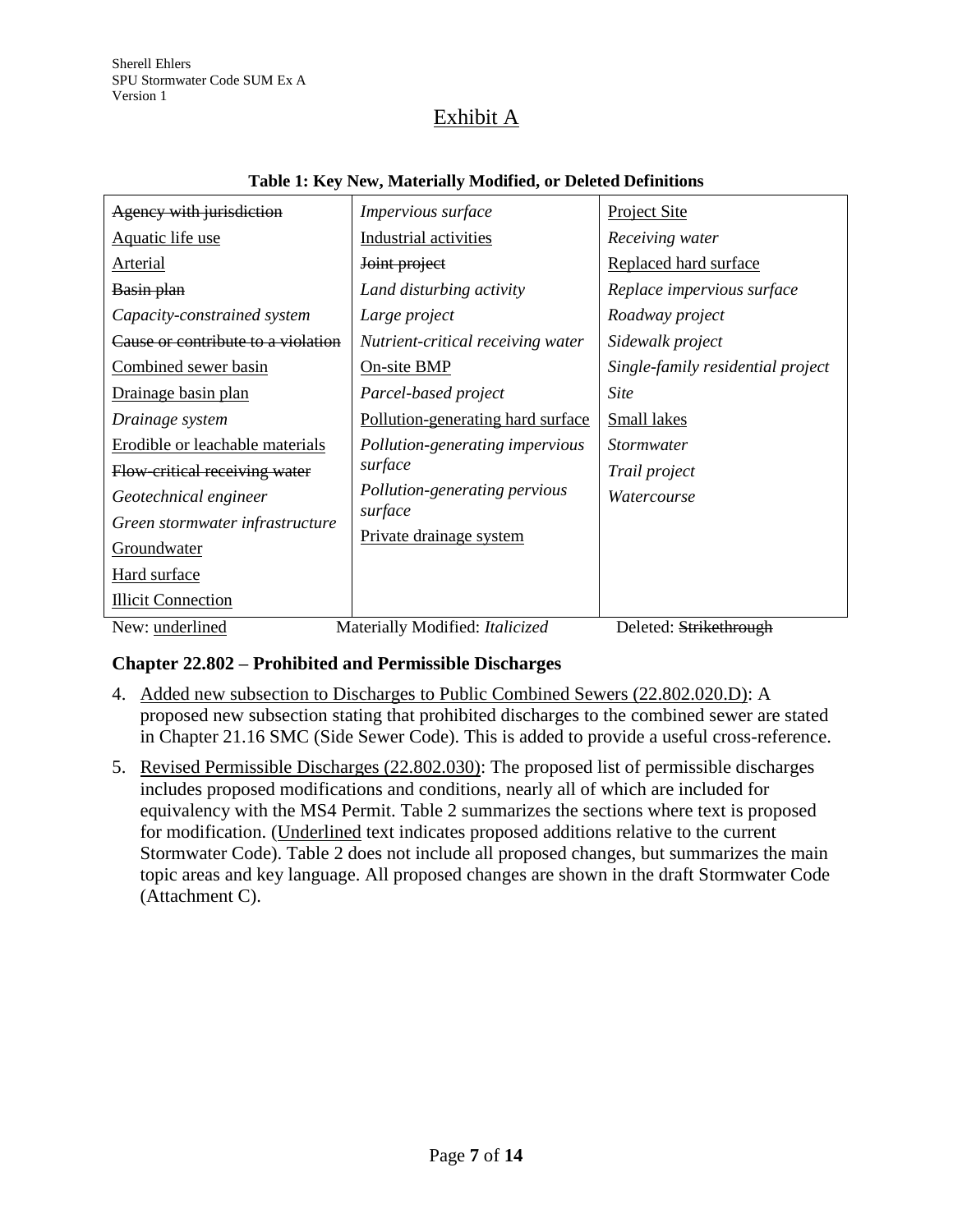# Exhibit A

**Table 1: Key New, Materially Modified, or Deleted Definitions**

| | | |
|---|---|---|
| ~~Agency with jurisdiction~~ | *Impervious surface* | <u>Project Site</u> |
| <u>Aquatic life use</u> | <u>Industrial activities</u> | *Receiving water* |
| <u>Arterial</u> | ~~Joint project~~ | <u>Replaced hard surface</u> |
| ~~Basin plan~~ | *Land disturbing activity* | *Replace impervious surface* |
| *Capacity-constrained system* | *Large project* | *Roadway project* |
| ~~Cause or contribute to a violation~~ | *Nutrient-critical receiving water* | *Sidewalk project* |
| <u>Combined sewer basin</u> | <u>On-site BMP</u> | *Single-family residential project* |
| <u>Drainage basin plan</u> | *Parcel-based project* | *Site* |
| *Drainage system* | <u>Pollution-generating hard surface</u> | <u>Small lakes</u> |
| <u>Erodible or leachable materials</u> | *Pollution-generating impervious surface* | *Stormwater* |
| ~~Flow-critical receiving water~~ | *Pollution-generating pervious surface* | *Trail project* |
| *Geotechnical engineer* | <u>Private drainage system</u> | *Watercourse* |
| *Green stormwater infrastructure* | | |
| <u>Groundwater</u> | | |
| <u>Hard surface</u> | | |
| <u>Illicit Connection</u> | | |

New: <u>underlined</u> Materially Modified: *Italicized* Deleted: ~~Strikethrough~~

### Chapter 22.802 – Prohibited and Permissible Discharges

4. <u>Added new subsection to Discharges to Public Combined Sewers (22.802.020.D)</u>: A proposed new subsection stating that prohibited discharges to the combined sewer are stated in Chapter 21.16 SMC (Side Sewer Code). This is added to provide a useful cross-reference.
5. <u>Revised Permissible Discharges (22.802.030)</u>: The proposed list of permissible discharges includes proposed modifications and conditions, nearly all of which are included for equivalency with the MS4 Permit. Table 2 summarizes the sections where text is proposed for modification. (<u>Underlined</u> text indicates proposed additions relative to the current Stormwater Code). Table 2 does not include all proposed changes, but summarizes the main topic areas and key language. All proposed changes are shown in the draft Stormwater Code (Attachment C).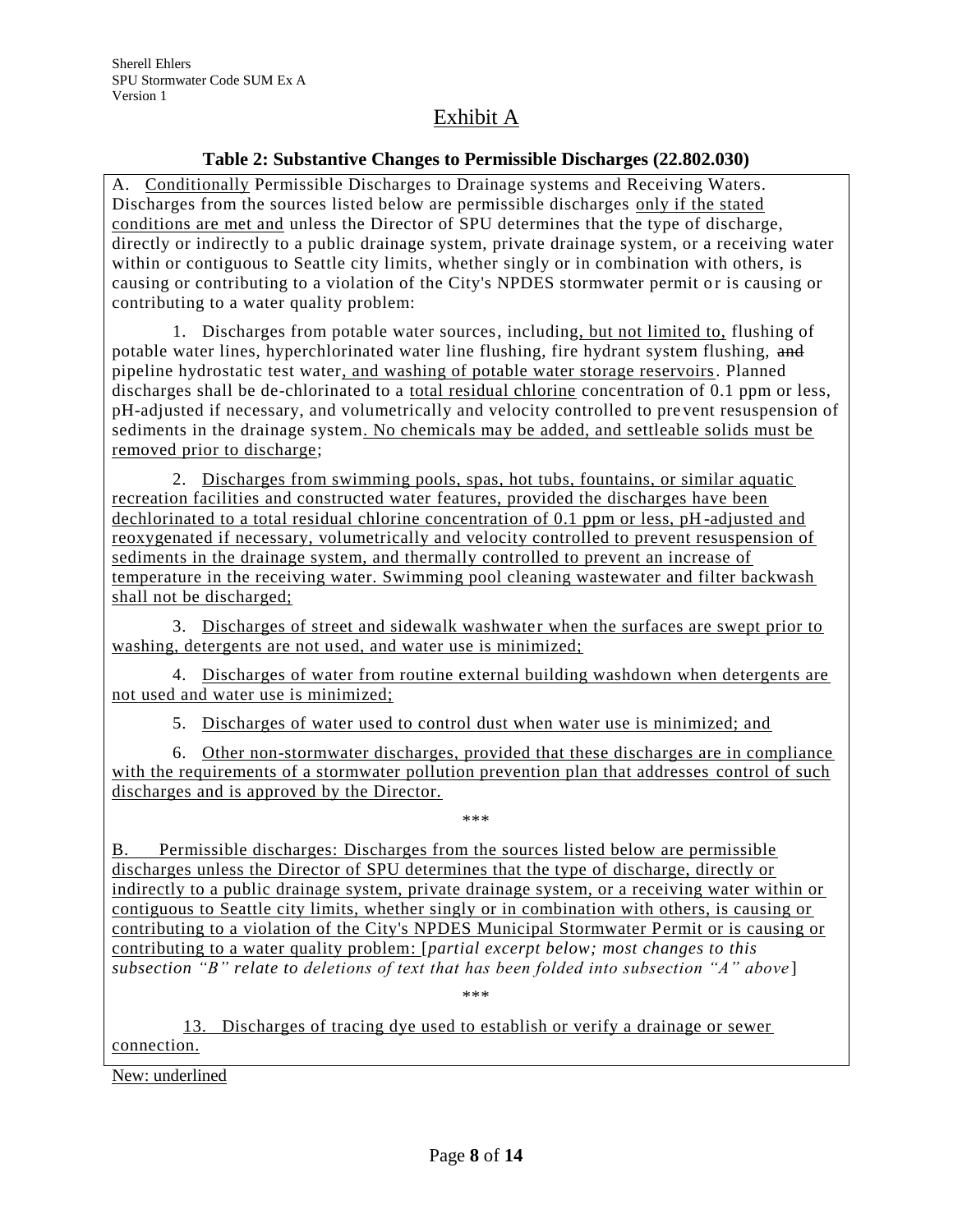Sherell Ehlers
SPU Stormwater Code SUM Ex A
Version 1

# Exhibit A

### Table 2: Substantive Changes to Permissible Discharges (22.802.030)

A. Conditionally Permissible Discharges to Drainage systems and Receiving Waters. Discharges from the sources listed below are permissible discharges only if the stated conditions are met and unless the Director of SPU determines that the type of discharge, directly or indirectly to a public drainage system, private drainage system, or a receiving water within or contiguous to Seattle city limits, whether singly or in combination with others, is causing or contributing to a violation of the City's NPDES stormwater permit or is causing or contributing to a water quality problem:

1. Discharges from potable water sources, including, but not limited to, flushing of potable water lines, hyperchlorinated water line flushing, fire hydrant system flushing, ~~and~~ pipeline hydrostatic test water, and washing of potable water storage reservoirs. Planned discharges shall be de-chlorinated to a total residual chlorine concentration of 0.1 ppm or less, pH-adjusted if necessary, and volumetrically and velocity controlled to prevent resuspension of sediments in the drainage system. No chemicals may be added, and settleable solids must be removed prior to discharge;

2. Discharges from swimming pools, spas, hot tubs, fountains, or similar aquatic recreation facilities and constructed water features, provided the discharges have been dechlorinated to a total residual chlorine concentration of 0.1 ppm or less, pH-adjusted and reoxygenated if necessary, volumetrically and velocity controlled to prevent resuspension of sediments in the drainage system, and thermally controlled to prevent an increase of temperature in the receiving water. Swimming pool cleaning wastewater and filter backwash shall not be discharged;

3. Discharges of street and sidewalk washwater when the surfaces are swept prior to washing, detergents are not used, and water use is minimized;

4. Discharges of water from routine external building washdown when detergents are not used and water use is minimized;

5. Discharges of water used to control dust when water use is minimized; and

6. Other non-stormwater discharges, provided that these discharges are in compliance with the requirements of a stormwater pollution prevention plan that addresses control of such discharges and is approved by the Director.

\*\*\*

B. Permissible discharges: Discharges from the sources listed below are permissible discharges unless the Director of SPU determines that the type of discharge, directly or indirectly to a public drainage system, private drainage system, or a receiving water within or contiguous to Seattle city limits, whether singly or in combination with others, is causing or contributing to a violation of the City's NPDES Municipal Stormwater Permit or is causing or contributing to a water quality problem: [*partial excerpt below; most changes to this subsection "B" relate to deletions of text that has been folded into subsection "A" above*]

\*\*\*

13. Discharges of tracing dye used to establish or verify a drainage or sewer connection.

New: underlined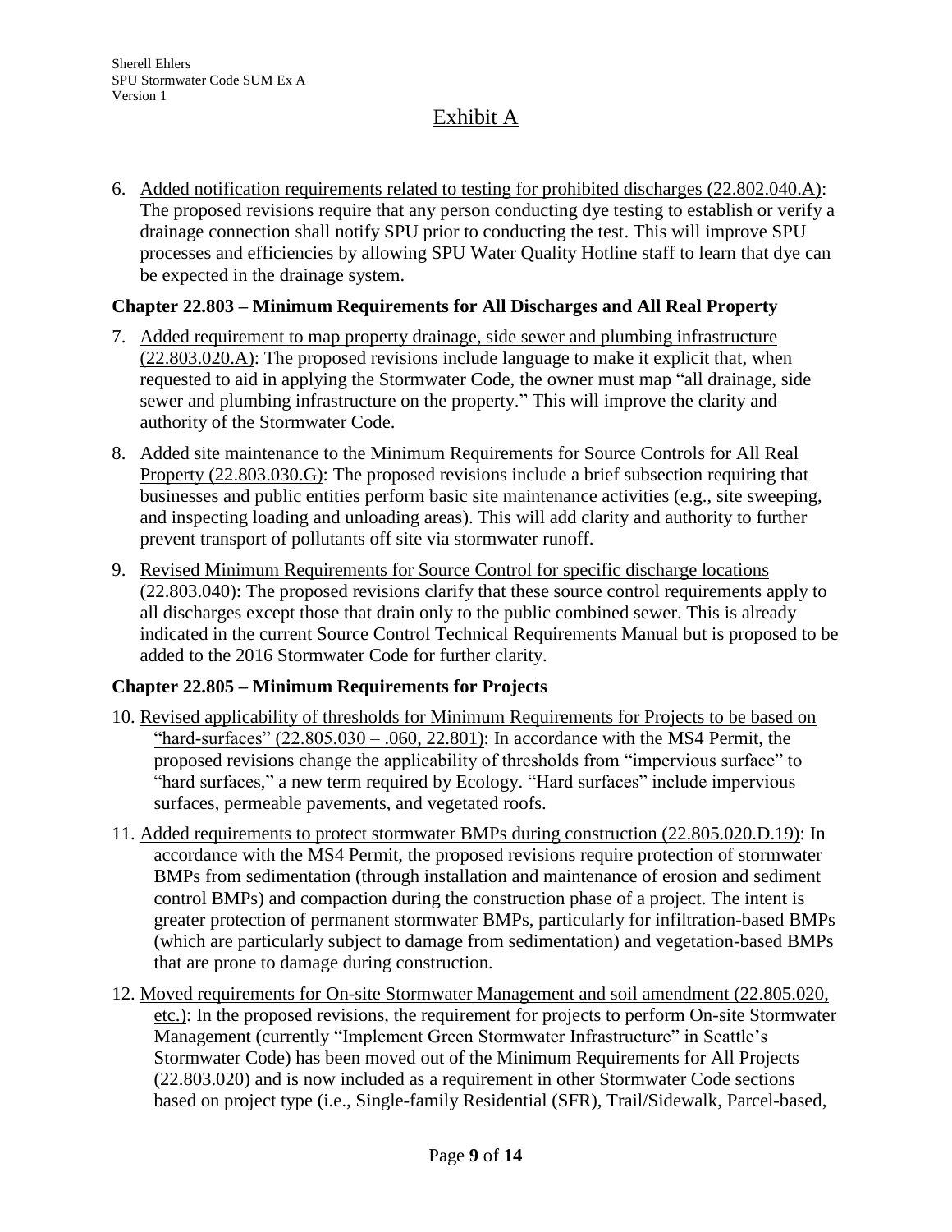# Exhibit A

6. Added notification requirements related to testing for prohibited discharges (22.802.040.A): The proposed revisions require that any person conducting dye testing to establish or verify a drainage connection shall notify SPU prior to conducting the test. This will improve SPU processes and efficiencies by allowing SPU Water Quality Hotline staff to learn that dye can be expected in the drainage system.

**Chapter 22.803 – Minimum Requirements for All Discharges and All Real Property**

7. Added requirement to map property drainage, side sewer and plumbing infrastructure (22.803.020.A): The proposed revisions include language to make it explicit that, when requested to aid in applying the Stormwater Code, the owner must map "all drainage, side sewer and plumbing infrastructure on the property." This will improve the clarity and authority of the Stormwater Code.
8. Added site maintenance to the Minimum Requirements for Source Controls for All Real Property (22.803.030.G): The proposed revisions include a brief subsection requiring that businesses and public entities perform basic site maintenance activities (e.g., site sweeping, and inspecting loading and unloading areas). This will add clarity and authority to further prevent transport of pollutants off site via stormwater runoff.
9. Revised Minimum Requirements for Source Control for specific discharge locations (22.803.040): The proposed revisions clarify that these source control requirements apply to all discharges except those that drain only to the public combined sewer. This is already indicated in the current Source Control Technical Requirements Manual but is proposed to be added to the 2016 Stormwater Code for further clarity.

**Chapter 22.805 – Minimum Requirements for Projects**

10. Revised applicability of thresholds for Minimum Requirements for Projects to be based on "hard-surfaces" (22.805.030 – .060, 22.801): In accordance with the MS4 Permit, the proposed revisions change the applicability of thresholds from "impervious surface" to "hard surfaces," a new term required by Ecology. "Hard surfaces" include impervious surfaces, permeable pavements, and vegetated roofs.
11. Added requirements to protect stormwater BMPs during construction (22.805.020.D.19): In accordance with the MS4 Permit, the proposed revisions require protection of stormwater BMPs from sedimentation (through installation and maintenance of erosion and sediment control BMPs) and compaction during the construction phase of a project. The intent is greater protection of permanent stormwater BMPs, particularly for infiltration-based BMPs (which are particularly subject to damage from sedimentation) and vegetation-based BMPs that are prone to damage during construction.
12. Moved requirements for On-site Stormwater Management and soil amendment (22.805.020, etc.): In the proposed revisions, the requirement for projects to perform On-site Stormwater Management (currently "Implement Green Stormwater Infrastructure" in Seattle's Stormwater Code) has been moved out of the Minimum Requirements for All Projects (22.803.020) and is now included as a requirement in other Stormwater Code sections based on project type (i.e., Single-family Residential (SFR), Trail/Sidewalk, Parcel-based,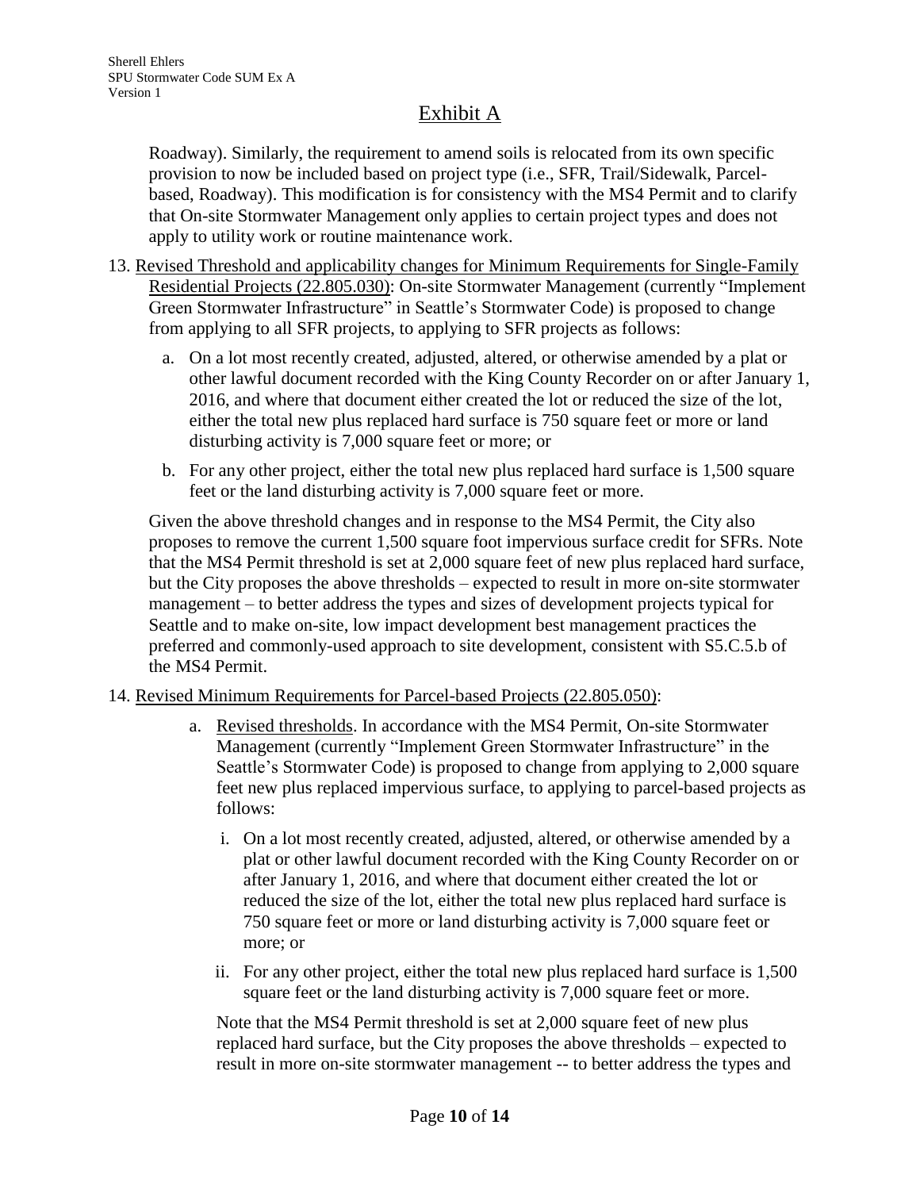Roadway). Similarly, the requirement to amend soils is relocated from its own specific provision to now be included based on project type (i.e., SFR, Trail/Sidewalk, Parcel-based, Roadway). This modification is for consistency with the MS4 Permit and to clarify that On-site Stormwater Management only applies to certain project types and does not apply to utility work or routine maintenance work.

13. Revised Threshold and applicability changes for Minimum Requirements for Single-Family Residential Projects (22.805.030): On-site Stormwater Management (currently "Implement Green Stormwater Infrastructure" in Seattle's Stormwater Code) is proposed to change from applying to all SFR projects, to applying to SFR projects as follows:

    a. On a lot most recently created, adjusted, altered, or otherwise amended by a plat or other lawful document recorded with the King County Recorder on or after January 1, 2016, and where that document either created the lot or reduced the size of the lot, either the total new plus replaced hard surface is 750 square feet or more or land disturbing activity is 7,000 square feet or more; or

    b. For any other project, either the total new plus replaced hard surface is 1,500 square feet or the land disturbing activity is 7,000 square feet or more.

    Given the above threshold changes and in response to the MS4 Permit, the City also proposes to remove the current 1,500 square foot impervious surface credit for SFRs. Note that the MS4 Permit threshold is set at 2,000 square feet of new plus replaced hard surface, but the City proposes the above thresholds – expected to result in more on-site stormwater management – to better address the types and sizes of development projects typical for Seattle and to make on-site, low impact development best management practices the preferred and commonly-used approach to site development, consistent with S5.C.5.b of the MS4 Permit.

14. Revised Minimum Requirements for Parcel-based Projects (22.805.050):

    a. Revised thresholds. In accordance with the MS4 Permit, On-site Stormwater Management (currently "Implement Green Stormwater Infrastructure" in the Seattle's Stormwater Code) is proposed to change from applying to 2,000 square feet new plus replaced impervious surface, to applying to parcel-based projects as follows:

        i. On a lot most recently created, adjusted, altered, or otherwise amended by a plat or other lawful document recorded with the King County Recorder on or after January 1, 2016, and where that document either created the lot or reduced the size of the lot, either the total new plus replaced hard surface is 750 square feet or more or land disturbing activity is 7,000 square feet or more; or

        ii. For any other project, either the total new plus replaced hard surface is 1,500 square feet or the land disturbing activity is 7,000 square feet or more.

        Note that the MS4 Permit threshold is set at 2,000 square feet of new plus replaced hard surface, but the City proposes the above thresholds – expected to result in more on-site stormwater management -- to better address the types and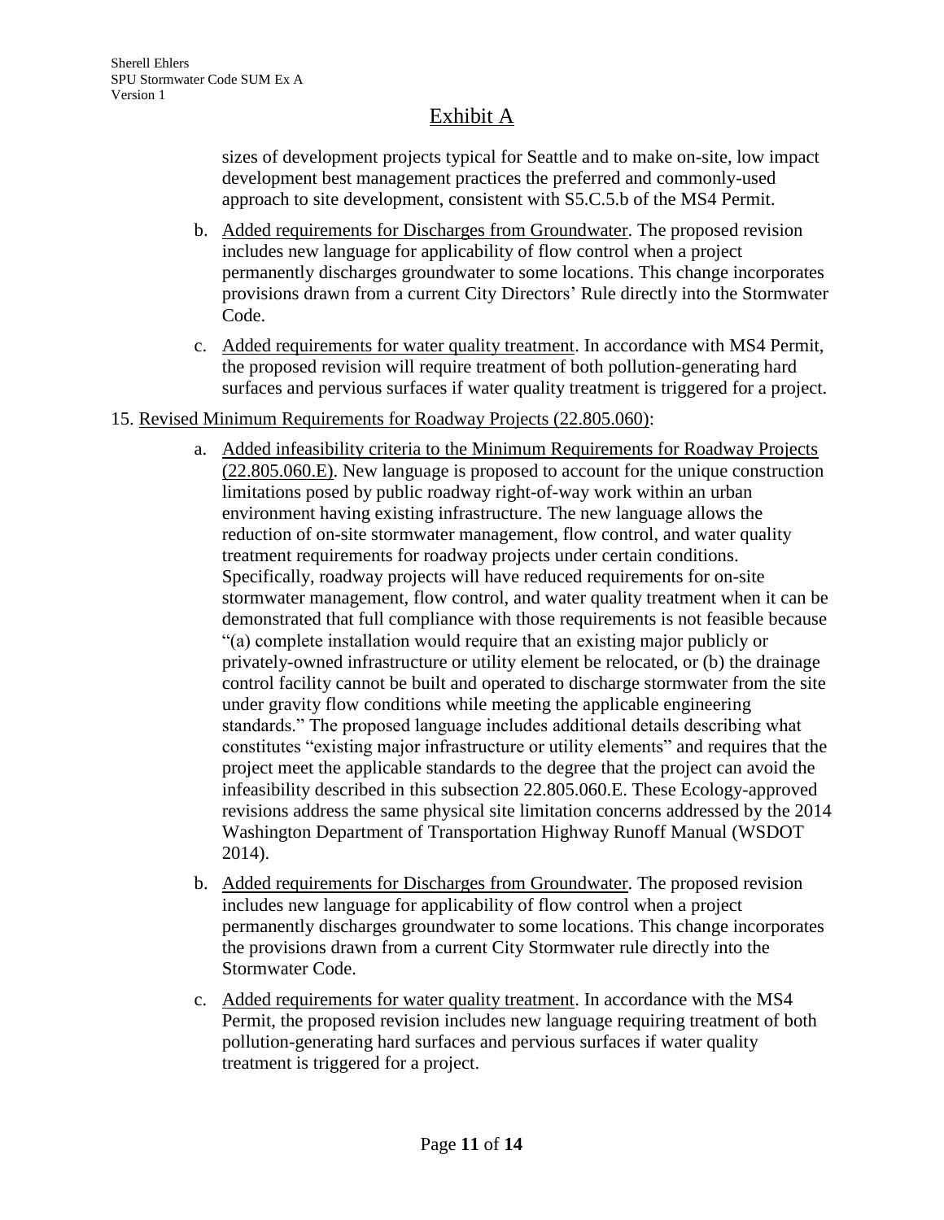## Exhibit A

sizes of development projects typical for Seattle and to make on-site, low impact development best management practices the preferred and commonly-used approach to site development, consistent with S5.C.5.b of the MS4 Permit.

b. Added requirements for Discharges from Groundwater. The proposed revision includes new language for applicability of flow control when a project permanently discharges groundwater to some locations. This change incorporates provisions drawn from a current City Directors' Rule directly into the Stormwater Code.

c. Added requirements for water quality treatment. In accordance with MS4 Permit, the proposed revision will require treatment of both pollution-generating hard surfaces and pervious surfaces if water quality treatment is triggered for a project.

15. Revised Minimum Requirements for Roadway Projects (22.805.060):

a. Added infeasibility criteria to the Minimum Requirements for Roadway Projects (22.805.060.E). New language is proposed to account for the unique construction limitations posed by public roadway right-of-way work within an urban environment having existing infrastructure. The new language allows the reduction of on-site stormwater management, flow control, and water quality treatment requirements for roadway projects under certain conditions. Specifically, roadway projects will have reduced requirements for on-site stormwater management, flow control, and water quality treatment when it can be demonstrated that full compliance with those requirements is not feasible because "(a) complete installation would require that an existing major publicly or privately-owned infrastructure or utility element be relocated, or (b) the drainage control facility cannot be built and operated to discharge stormwater from the site under gravity flow conditions while meeting the applicable engineering standards." The proposed language includes additional details describing what constitutes "existing major infrastructure or utility elements" and requires that the project meet the applicable standards to the degree that the project can avoid the infeasibility described in this subsection 22.805.060.E. These Ecology-approved revisions address the same physical site limitation concerns addressed by the 2014 Washington Department of Transportation Highway Runoff Manual (WSDOT 2014).

b. Added requirements for Discharges from Groundwater. The proposed revision includes new language for applicability of flow control when a project permanently discharges groundwater to some locations. This change incorporates the provisions drawn from a current City Stormwater rule directly into the Stormwater Code.

c. Added requirements for water quality treatment. In accordance with the MS4 Permit, the proposed revision includes new language requiring treatment of both pollution-generating hard surfaces and pervious surfaces if water quality treatment is triggered for a project.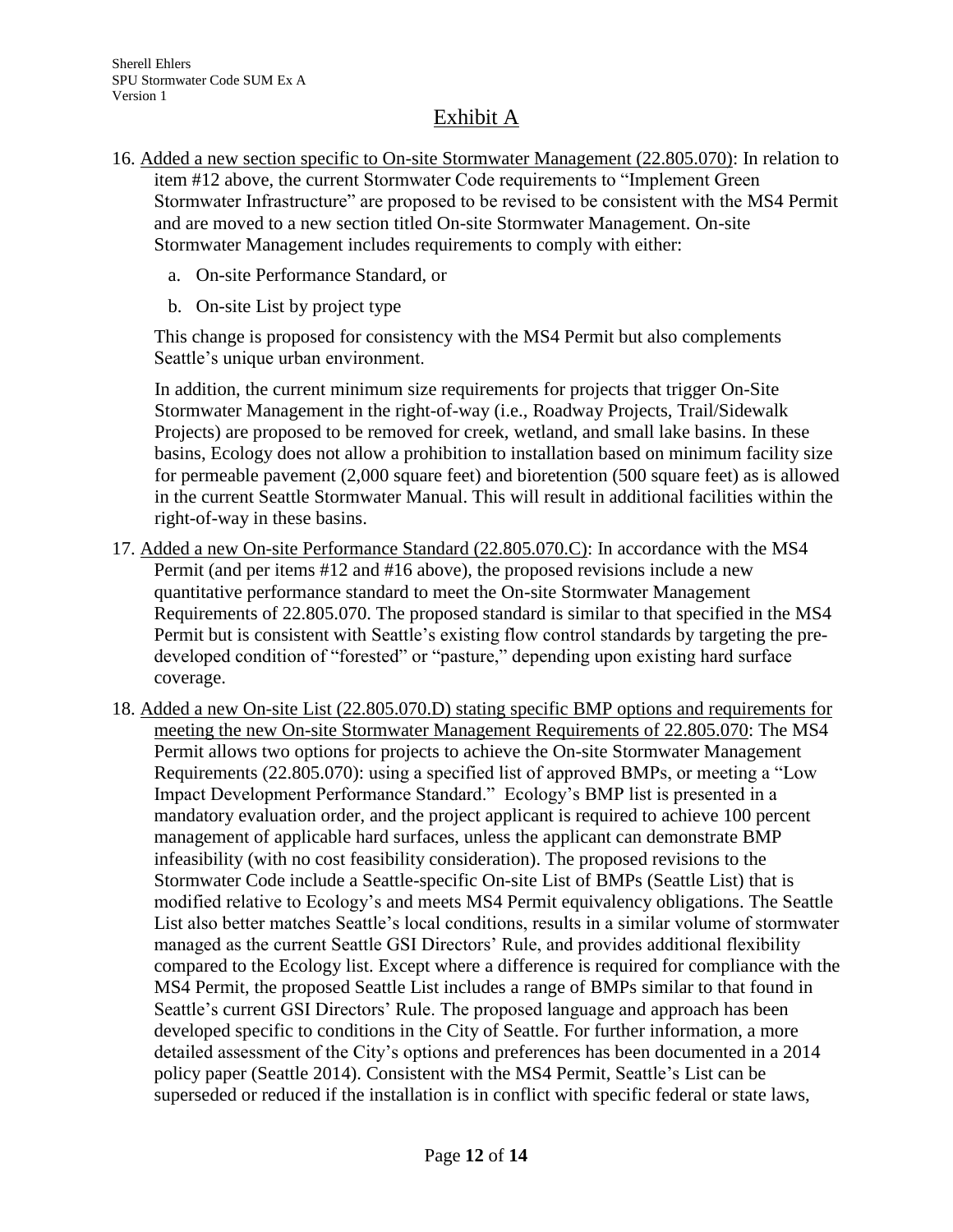## Exhibit A

16. Added a new section specific to On-site Stormwater Management (22.805.070): In relation to item #12 above, the current Stormwater Code requirements to "Implement Green Stormwater Infrastructure" are proposed to be revised to be consistent with the MS4 Permit and are moved to a new section titled On-site Stormwater Management. On-site Stormwater Management includes requirements to comply with either:

    a. On-site Performance Standard, or

    b. On-site List by project type

    This change is proposed for consistency with the MS4 Permit but also complements Seattle's unique urban environment.

    In addition, the current minimum size requirements for projects that trigger On-Site Stormwater Management in the right-of-way (i.e., Roadway Projects, Trail/Sidewalk Projects) are proposed to be removed for creek, wetland, and small lake basins. In these basins, Ecology does not allow a prohibition to installation based on minimum facility size for permeable pavement (2,000 square feet) and bioretention (500 square feet) as is allowed in the current Seattle Stormwater Manual. This will result in additional facilities within the right-of-way in these basins.

17. Added a new On-site Performance Standard (22.805.070.C): In accordance with the MS4 Permit (and per items #12 and #16 above), the proposed revisions include a new quantitative performance standard to meet the On-site Stormwater Management Requirements of 22.805.070. The proposed standard is similar to that specified in the MS4 Permit but is consistent with Seattle's existing flow control standards by targeting the pre-developed condition of "forested" or "pasture," depending upon existing hard surface coverage.

18. Added a new On-site List (22.805.070.D) stating specific BMP options and requirements for meeting the new On-site Stormwater Management Requirements of 22.805.070: The MS4 Permit allows two options for projects to achieve the On-site Stormwater Management Requirements (22.805.070): using a specified list of approved BMPs, or meeting a "Low Impact Development Performance Standard." Ecology's BMP list is presented in a mandatory evaluation order, and the project applicant is required to achieve 100 percent management of applicable hard surfaces, unless the applicant can demonstrate BMP infeasibility (with no cost feasibility consideration). The proposed revisions to the Stormwater Code include a Seattle-specific On-site List of BMPs (Seattle List) that is modified relative to Ecology's and meets MS4 Permit equivalency obligations. The Seattle List also better matches Seattle's local conditions, results in a similar volume of stormwater managed as the current Seattle GSI Directors' Rule, and provides additional flexibility compared to the Ecology list. Except where a difference is required for compliance with the MS4 Permit, the proposed Seattle List includes a range of BMPs similar to that found in Seattle's current GSI Directors' Rule. The proposed language and approach has been developed specific to conditions in the City of Seattle. For further information, a more detailed assessment of the City's options and preferences has been documented in a 2014 policy paper (Seattle 2014). Consistent with the MS4 Permit, Seattle's List can be superseded or reduced if the installation is in conflict with specific federal or state laws,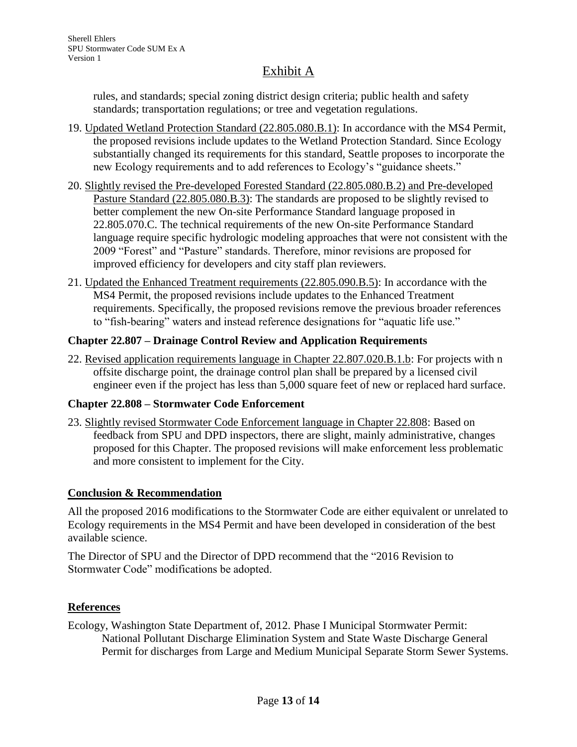# Exhibit A

rules, and standards; special zoning district design criteria; public health and safety standards; transportation regulations; or tree and vegetation regulations.

19. Updated Wetland Protection Standard (22.805.080.B.1): In accordance with the MS4 Permit, the proposed revisions include updates to the Wetland Protection Standard. Since Ecology substantially changed its requirements for this standard, Seattle proposes to incorporate the new Ecology requirements and to add references to Ecology's "guidance sheets."
20. Slightly revised the Pre-developed Forested Standard (22.805.080.B.2) and Pre-developed Pasture Standard (22.805.080.B.3): The standards are proposed to be slightly revised to better complement the new On-site Performance Standard language proposed in 22.805.070.C. The technical requirements of the new On-site Performance Standard language require specific hydrologic modeling approaches that were not consistent with the 2009 "Forest" and "Pasture" standards. Therefore, minor revisions are proposed for improved efficiency for developers and city staff plan reviewers.
21. Updated the Enhanced Treatment requirements (22.805.090.B.5): In accordance with the MS4 Permit, the proposed revisions include updates to the Enhanced Treatment requirements. Specifically, the proposed revisions remove the previous broader references to "fish-bearing" waters and instead reference designations for "aquatic life use."

**Chapter 22.807 – Drainage Control Review and Application Requirements**

22. Revised application requirements language in Chapter 22.807.020.B.1.b: For projects with n offsite discharge point, the drainage control plan shall be prepared by a licensed civil engineer even if the project has less than 5,000 square feet of new or replaced hard surface.

**Chapter 22.808 – Stormwater Code Enforcement**

23. Slightly revised Stormwater Code Enforcement language in Chapter 22.808: Based on feedback from SPU and DPD inspectors, there are slight, mainly administrative, changes proposed for this Chapter. The proposed revisions will make enforcement less problematic and more consistent to implement for the City.

## Conclusion & Recommendation

All the proposed 2016 modifications to the Stormwater Code are either equivalent or unrelated to Ecology requirements in the MS4 Permit and have been developed in consideration of the best available science.

The Director of SPU and the Director of DPD recommend that the "2016 Revision to Stormwater Code" modifications be adopted.

## References

Ecology, Washington State Department of, 2012. Phase I Municipal Stormwater Permit: National Pollutant Discharge Elimination System and State Waste Discharge General Permit for discharges from Large and Medium Municipal Separate Storm Sewer Systems.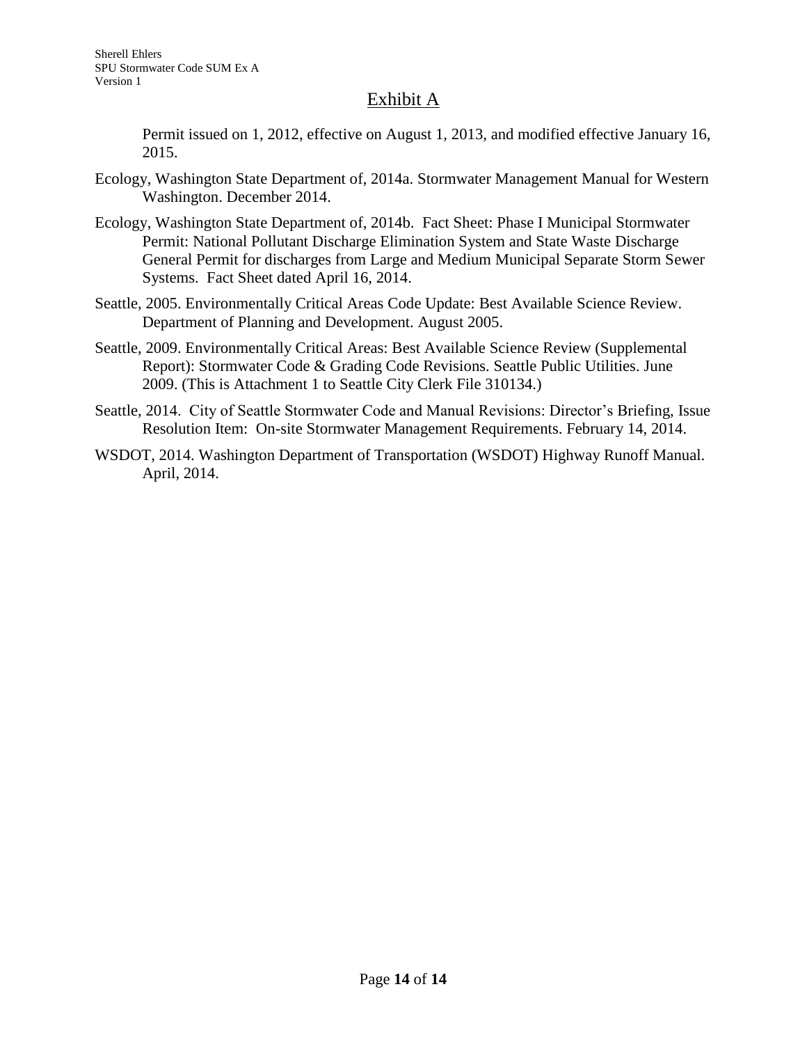# Exhibit A

Permit issued on 1, 2012, effective on August 1, 2013, and modified effective January 16, 2015.

Ecology, Washington State Department of, 2014a. Stormwater Management Manual for Western Washington. December 2014.

Ecology, Washington State Department of, 2014b. Fact Sheet: Phase I Municipal Stormwater Permit: National Pollutant Discharge Elimination System and State Waste Discharge General Permit for discharges from Large and Medium Municipal Separate Storm Sewer Systems. Fact Sheet dated April 16, 2014.

Seattle, 2005. Environmentally Critical Areas Code Update: Best Available Science Review. Department of Planning and Development. August 2005.

Seattle, 2009. Environmentally Critical Areas: Best Available Science Review (Supplemental Report): Stormwater Code & Grading Code Revisions. Seattle Public Utilities. June 2009. (This is Attachment 1 to Seattle City Clerk File 310134.)

Seattle, 2014. City of Seattle Stormwater Code and Manual Revisions: Director's Briefing, Issue Resolution Item: On-site Stormwater Management Requirements. February 14, 2014.

WSDOT, 2014. Washington Department of Transportation (WSDOT) Highway Runoff Manual. April, 2014.